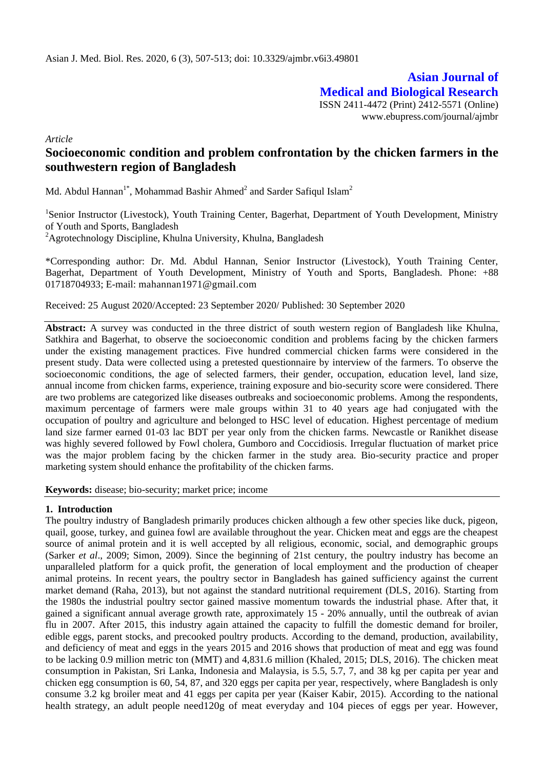*Article*

# Socioeconomic condition and problem confrontation by the chicken farmers in the southwestern region of Bangladesh

Md. Abdul Hannan[1*], Mohammad Bashir Ahmed[2] and Sarder Safiqul Islam[2]

[1]Senior Instructor (Livestock), Youth Training Center, Bagerhat, Department of Youth Development, Ministry of Youth and Sports, Bangladesh

[2]Agrotechnology Discipline, Khulna University, Khulna, Bangladesh

*Corresponding author: Dr. Md. Abdul Hannan, Senior Instructor (Livestock), Youth Training Center, Bagerhat, Department of Youth Development, Ministry of Youth and Sports, Bangladesh. Phone: +88 01718704933; E-mail: mahannan1971@gmail.com

Received: 25 August 2020/Accepted: 23 September 2020/ Published: 30 September 2020

**Abstract:** A survey was conducted in the three district of south western region of Bangladesh like Khulna, Satkhira and Bagerhat, to observe the socioeconomic condition and problems facing by the chicken farmers under the existing management practices. Five hundred commercial chicken farms were considered in the present study. Data were collected using a pretested questionnaire by interview of the farmers. To observe the socioeconomic conditions, the age of selected farmers, their gender, occupation, education level, land size, annual income from chicken farms, experience, training exposure and bio-security score were considered. There are two problems are categorized like diseases outbreaks and socioeconomic problems. Among the respondents, maximum percentage of farmers were male groups within 31 to 40 years age had conjugated with the occupation of poultry and agriculture and belonged to HSC level of education. Highest percentage of medium land size farmer earned 01-03 lac BDT per year only from the chicken farms. Newcastle or Ranikhet disease was highly severed followed by Fowl cholera, Gumboro and Coccidiosis. Irregular fluctuation of market price was the major problem facing by the chicken farmer in the study area. Bio-security practice and proper marketing system should enhance the profitability of the chicken farms.

**Keywords:** disease; bio-security; market price; income

## 1. Introduction

The poultry industry of Bangladesh primarily produces chicken although a few other species like duck, pigeon, quail, goose, turkey, and guinea fowl are available throughout the year. Chicken meat and eggs are the cheapest source of animal protein and it is well accepted by all religious, economic, social, and demographic groups (Sarker *et al*., 2009; Simon, 2009). Since the beginning of 21st century, the poultry industry has become an unparalleled platform for a quick profit, the generation of local employment and the production of cheaper animal proteins. In recent years, the poultry sector in Bangladesh has gained sufficiency against the current market demand (Raha, 2013), but not against the standard nutritional requirement (DLS, 2016). Starting from the 1980s the industrial poultry sector gained massive momentum towards the industrial phase. After that, it gained a significant annual average growth rate, approximately 15 - 20% annually, until the outbreak of avian flu in 2007. After 2015, this industry again attained the capacity to fulfill the domestic demand for broiler, edible eggs, parent stocks, and precooked poultry products. According to the demand, production, availability, and deficiency of meat and eggs in the years 2015 and 2016 shows that production of meat and egg was found to be lacking 0.9 million metric ton (MMT) and 4,831.6 million (Khaled, 2015; DLS, 2016). The chicken meat consumption in Pakistan, Sri Lanka, Indonesia and Malaysia, is 5.5, 5.7, 7, and 38 kg per capita per year and chicken egg consumption is 60, 54, 87, and 320 eggs per capita per year, respectively, where Bangladesh is only consume 3.2 kg broiler meat and 41 eggs per capita per year (Kaiser Kabir, 2015). According to the national health strategy, an adult people need120g of meat everyday and 104 pieces of eggs per year. However,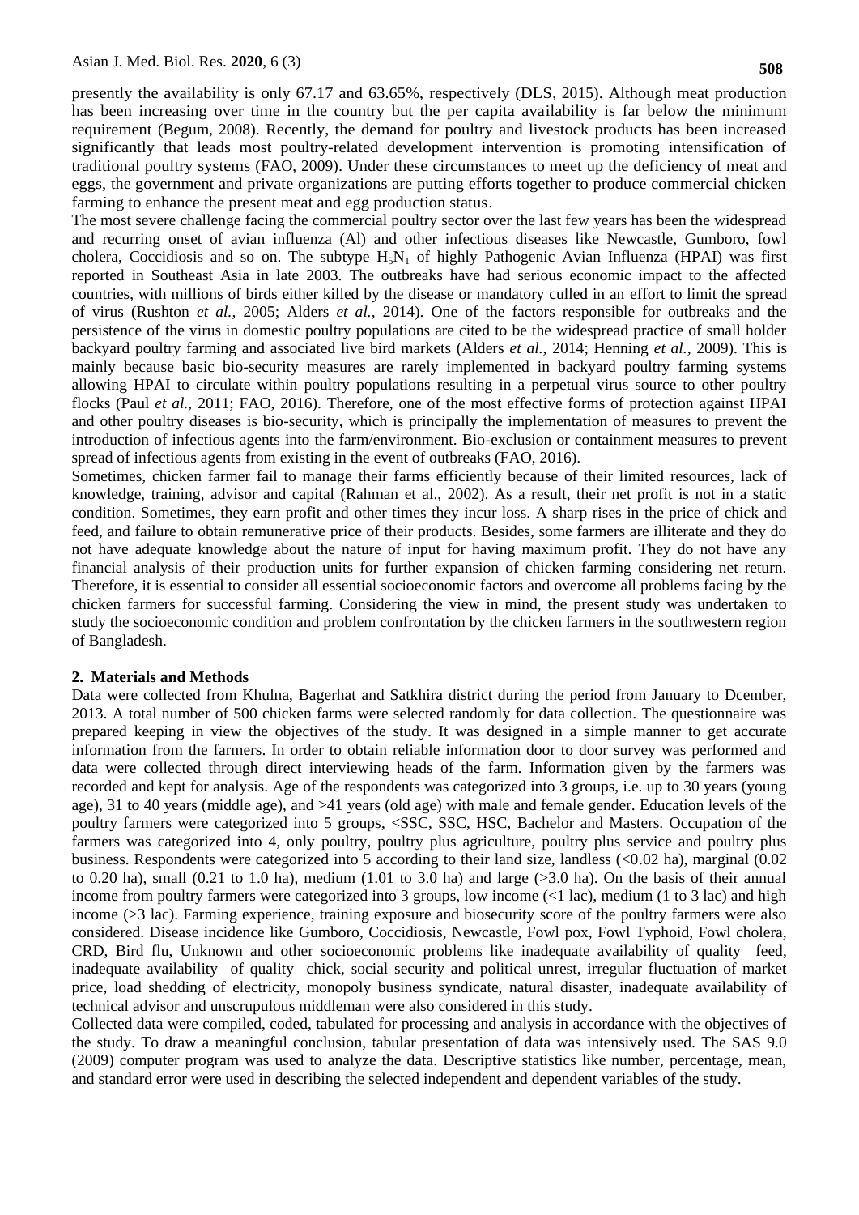presently the availability is only 67.17 and 63.65%, respectively (DLS, 2015). Although meat production has been increasing over time in the country but the per capita availability is far below the minimum requirement (Begum, 2008). Recently, the demand for poultry and livestock products has been increased significantly that leads most poultry-related development intervention is promoting intensification of traditional poultry systems (FAO, 2009). Under these circumstances to meet up the deficiency of meat and eggs, the government and private organizations are putting efforts together to produce commercial chicken farming to enhance the present meat and egg production status.

The most severe challenge facing the commercial poultry sector over the last few years has been the widespread and recurring onset of avian influenza (Al) and other infectious diseases like Newcastle, Gumboro, fowl cholera, Coccidiosis and so on. The subtype $H_5N_1$ of highly Pathogenic Avian Influenza (HPAI) was first reported in Southeast Asia in late 2003. The outbreaks have had serious economic impact to the affected countries, with millions of birds either killed by the disease or mandatory culled in an effort to limit the spread of virus (Rushton *et al.,* 2005; Alders *et al.,* 2014). One of the factors responsible for outbreaks and the persistence of the virus in domestic poultry populations are cited to be the widespread practice of small holder backyard poultry farming and associated live bird markets (Alders *et al.,* 2014; Henning *et al.*, 2009). This is mainly because basic bio-security measures are rarely implemented in backyard poultry farming systems allowing HPAI to circulate within poultry populations resulting in a perpetual virus source to other poultry flocks (Paul *et al.,* 2011; FAO, 2016). Therefore, one of the most effective forms of protection against HPAI and other poultry diseases is bio-security, which is principally the implementation of measures to prevent the introduction of infectious agents into the farm/environment. Bio-exclusion or containment measures to prevent spread of infectious agents from existing in the event of outbreaks (FAO, 2016).

Sometimes, chicken farmer fail to manage their farms efficiently because of their limited resources, lack of knowledge, training, advisor and capital (Rahman et al., 2002). As a result, their net profit is not in a static condition. Sometimes, they earn profit and other times they incur loss. A sharp rises in the price of chick and feed, and failure to obtain remunerative price of their products. Besides, some farmers are illiterate and they do not have adequate knowledge about the nature of input for having maximum profit. They do not have any financial analysis of their production units for further expansion of chicken farming considering net return. Therefore, it is essential to consider all essential socioeconomic factors and overcome all problems facing by the chicken farmers for successful farming. Considering the view in mind, the present study was undertaken to study the socioeconomic condition and problem confrontation by the chicken farmers in the southwestern region of Bangladesh.

## 2. Materials and Methods

Data were collected from Khulna, Bagerhat and Satkhira district during the period from January to Dcember, 2013. A total number of 500 chicken farms were selected randomly for data collection. The questionnaire was prepared keeping in view the objectives of the study. It was designed in a simple manner to get accurate information from the farmers. In order to obtain reliable information door to door survey was performed and data were collected through direct interviewing heads of the farm. Information given by the farmers was recorded and kept for analysis. Age of the respondents was categorized into 3 groups, i.e. up to 30 years (young age), 31 to 40 years (middle age), and >41 years (old age) with male and female gender. Education levels of the poultry farmers were categorized into 5 groups, <SSC, SSC, HSC, Bachelor and Masters. Occupation of the farmers was categorized into 4, only poultry, poultry plus agriculture, poultry plus service and poultry plus business. Respondents were categorized into 5 according to their land size, landless (<0.02 ha), marginal (0.02 to 0.20 ha), small (0.21 to 1.0 ha), medium (1.01 to 3.0 ha) and large (>3.0 ha). On the basis of their annual income from poultry farmers were categorized into 3 groups, low income (<1 lac), medium (1 to 3 lac) and high income (>3 lac). Farming experience, training exposure and biosecurity score of the poultry farmers were also considered. Disease incidence like Gumboro, Coccidiosis, Newcastle, Fowl pox, Fowl Typhoid, Fowl cholera, CRD, Bird flu, Unknown and other socioeconomic problems like inadequate availability of quality feed, inadequate availability of quality chick, social security and political unrest, irregular fluctuation of market price, load shedding of electricity, monopoly business syndicate, natural disaster, inadequate availability of technical advisor and unscrupulous middleman were also considered in this study.

Collected data were compiled, coded, tabulated for processing and analysis in accordance with the objectives of the study. To draw a meaningful conclusion, tabular presentation of data was intensively used. The SAS 9.0 (2009) computer program was used to analyze the data. Descriptive statistics like number, percentage, mean, and standard error were used in describing the selected independent and dependent variables of the study.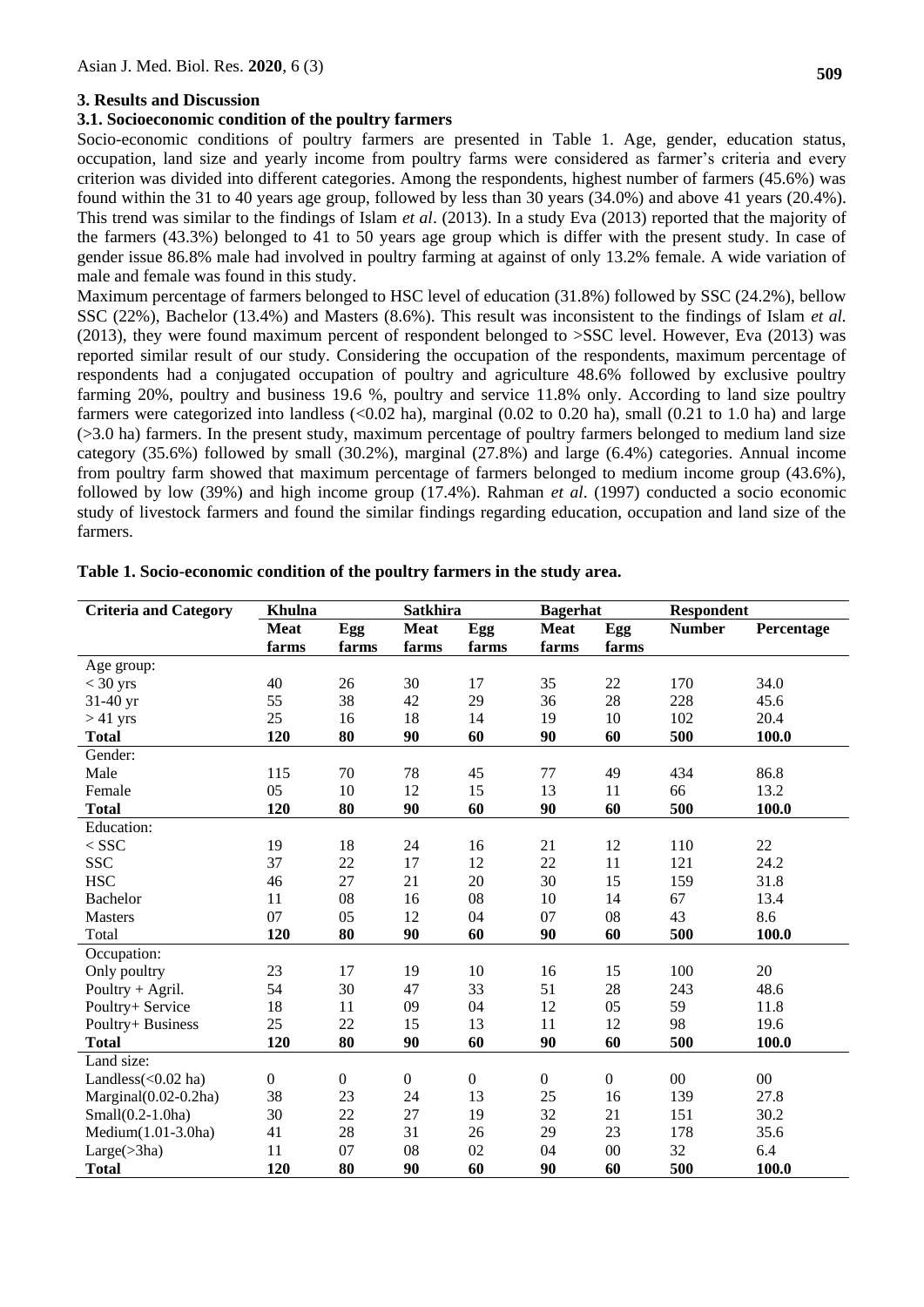## 3. Results and Discussion

### 3.1. Socioeconomic condition of the poultry farmers

Socio-economic conditions of poultry farmers are presented in Table 1. Age, gender, education status, occupation, land size and yearly income from poultry farms were considered as farmer's criteria and every criterion was divided into different categories. Among the respondents, highest number of farmers (45.6%) was found within the 31 to 40 years age group, followed by less than 30 years (34.0%) and above 41 years (20.4%). This trend was similar to the findings of Islam *et al*. (2013). In a study Eva (2013) reported that the majority of the farmers (43.3%) belonged to 41 to 50 years age group which is differ with the present study. In case of gender issue 86.8% male had involved in poultry farming at against of only 13.2% female. A wide variation of male and female was found in this study.

Maximum percentage of farmers belonged to HSC level of education (31.8%) followed by SSC (24.2%), bellow SSC (22%), Bachelor (13.4%) and Masters (8.6%). This result was inconsistent to the findings of Islam *et al.* (2013), they were found maximum percent of respondent belonged to >SSC level. However, Eva (2013) was reported similar result of our study. Considering the occupation of the respondents, maximum percentage of respondents had a conjugated occupation of poultry and agriculture 48.6% followed by exclusive poultry farming 20%, poultry and business 19.6 %, poultry and service 11.8% only. According to land size poultry farmers were categorized into landless (<0.02 ha), marginal (0.02 to 0.20 ha), small (0.21 to 1.0 ha) and large (>3.0 ha) farmers. In the present study, maximum percentage of poultry farmers belonged to medium land size category (35.6%) followed by small (30.2%), marginal (27.8%) and large (6.4%) categories. Annual income from poultry farm showed that maximum percentage of farmers belonged to medium income group (43.6%), followed by low (39%) and high income group (17.4%). Rahman *et al*. (1997) conducted a socio economic study of livestock farmers and found the similar findings regarding education, occupation and land size of the farmers.

**Table 1. Socio-economic condition of the poultry farmers in the study area.**

| Criteria and Category | Khulna | | Satkhira | | Bagerhat | | Respondent | |
|---|---|---|---|---|---|---|---|---|
| | Meat farms | Egg farms | Meat farms | Egg farms | Meat farms | Egg farms | Number | Percentage |
| Age group: | | | | | | | | |
| < 30 yrs | 40 | 26 | 30 | 17 | 35 | 22 | 170 | 34.0 |
| 31-40 yr | 55 | 38 | 42 | 29 | 36 | 28 | 228 | 45.6 |
| > 41 yrs | 25 | 16 | 18 | 14 | 19 | 10 | 102 | 20.4 |
| **Total** | **120** | **80** | **90** | **60** | **90** | **60** | **500** | **100.0** |
| Gender: | | | | | | | | |
| Male | 115 | 70 | 78 | 45 | 77 | 49 | 434 | 86.8 |
| Female | 05 | 10 | 12 | 15 | 13 | 11 | 66 | 13.2 |
| **Total** | **120** | **80** | **90** | **60** | **90** | **60** | **500** | **100.0** |
| Education: | | | | | | | | |
| < SSC | 19 | 18 | 24 | 16 | 21 | 12 | 110 | 22 |
| SSC | 37 | 22 | 17 | 12 | 22 | 11 | 121 | 24.2 |
| HSC | 46 | 27 | 21 | 20 | 30 | 15 | 159 | 31.8 |
| Bachelor | 11 | 08 | 16 | 08 | 10 | 14 | 67 | 13.4 |
| Masters | 07 | 05 | 12 | 04 | 07 | 08 | 43 | 8.6 |
| Total | **120** | **80** | **90** | **60** | **90** | **60** | **500** | **100.0** |
| Occupation: | | | | | | | | |
| Only poultry | 23 | 17 | 19 | 10 | 16 | 15 | 100 | 20 |
| Poultry + Agril. | 54 | 30 | 47 | 33 | 51 | 28 | 243 | 48.6 |
| Poultry+ Service | 18 | 11 | 09 | 04 | 12 | 05 | 59 | 11.8 |
| Poultry+ Business | 25 | 22 | 15 | 13 | 11 | 12 | 98 | 19.6 |
| **Total** | **120** | **80** | **90** | **60** | **90** | **60** | **500** | **100.0** |
| Land size: | | | | | | | | |
| Landless(<0.02 ha) | 0 | 0 | 0 | 0 | 0 | 0 | 00 | 00 |
| Marginal(0.02-0.2ha) | 38 | 23 | 24 | 13 | 25 | 16 | 139 | 27.8 |
| Small(0.2-1.0ha) | 30 | 22 | 27 | 19 | 32 | 21 | 151 | 30.2 |
| Medium(1.01-3.0ha) | 41 | 28 | 31 | 26 | 29 | 23 | 178 | 35.6 |
| Large(>3ha) | 11 | 07 | 08 | 02 | 04 | 00 | 32 | 6.4 |
| **Total** | **120** | **80** | **90** | **60** | **90** | **60** | **500** | **100.0** |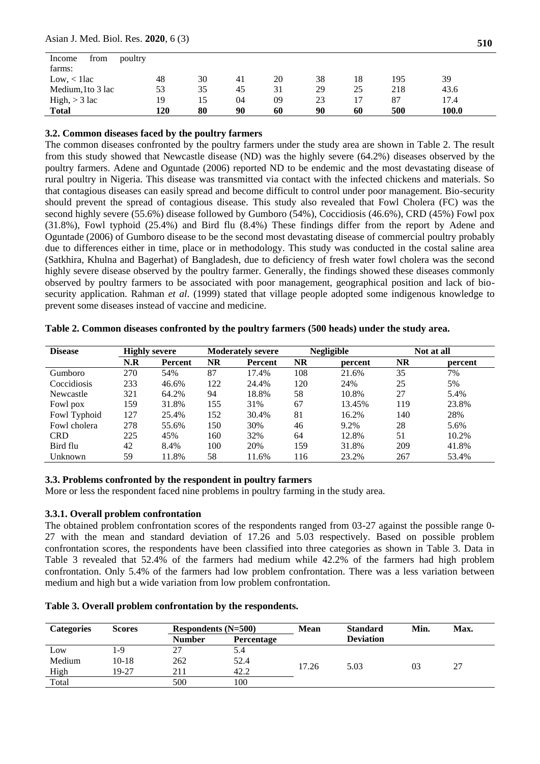| Income from poultry farms: | | | | | | | | |
|---|---|---|---|---|---|---|---|---|
| Low, < 1lac | 48 | 30 | 41 | 20 | 38 | 18 | 195 | 39 |
| Medium,1to 3 lac | 53 | 35 | 45 | 31 | 29 | 25 | 218 | 43.6 |
| High, > 3 lac | 19 | 15 | 04 | 09 | 23 | 17 | 87 | 17.4 |
| **Total** | **120** | **80** | **90** | **60** | **90** | **60** | **500** | **100.0** |

### 3.2. Common diseases faced by the poultry farmers

The common diseases confronted by the poultry farmers under the study area are shown in Table 2. The result from this study showed that Newcastle disease (ND) was the highly severe (64.2%) diseases observed by the poultry farmers. Adene and Oguntade (2006) reported ND to be endemic and the most devastating disease of rural poultry in Nigeria. This disease was transmitted via contact with the infected chickens and materials. So that contagious diseases can easily spread and become difficult to control under poor management. Bio-security should prevent the spread of contagious disease. This study also revealed that Fowl Cholera (FC) was the second highly severe (55.6%) disease followed by Gumboro (54%), Coccidiosis (46.6%), CRD (45%) Fowl pox (31.8%), Fowl typhoid (25.4%) and Bird flu (8.4%) These findings differ from the report by Adene and Oguntade (2006) of Gumboro disease to be the second most devastating disease of commercial poultry probably due to differences either in time, place or in methodology. This study was conducted in the costal saline area (Satkhira, Khulna and Bagerhat) of Bangladesh, due to deficiency of fresh water fowl cholera was the second highly severe disease observed by the poultry farmer. Generally, the findings showed these diseases commonly observed by poultry farmers to be associated with poor management, geographical position and lack of bio-security application. Rahman *et al*. (1999) stated that village people adopted some indigenous knowledge to prevent some diseases instead of vaccine and medicine.

**Table 2. Common diseases confronted by the poultry farmers (500 heads) under the study area.**

| Disease | Highly severe | | Moderately severe | | Negligible | | Not at all | |
|---|---|---|---|---|---|---|---|---|
| | N.R | Percent | NR | Percent | NR | percent | NR | percent |
| Gumboro | 270 | 54% | 87 | 17.4% | 108 | 21.6% | 35 | 7% |
| Coccidiosis | 233 | 46.6% | 122 | 24.4% | 120 | 24% | 25 | 5% |
| Newcastle | 321 | 64.2% | 94 | 18.8% | 58 | 10.8% | 27 | 5.4% |
| Fowl pox | 159 | 31.8% | 155 | 31% | 67 | 13.45% | 119 | 23.8% |
| Fowl Typhoid | 127 | 25.4% | 152 | 30.4% | 81 | 16.2% | 140 | 28% |
| Fowl cholera | 278 | 55.6% | 150 | 30% | 46 | 9.2% | 28 | 5.6% |
| CRD | 225 | 45% | 160 | 32% | 64 | 12.8% | 51 | 10.2% |
| Bird flu | 42 | 8.4% | 100 | 20% | 159 | 31.8% | 209 | 41.8% |
| Unknown | 59 | 11.8% | 58 | 11.6% | 116 | 23.2% | 267 | 53.4% |

### 3.3. Problems confronted by the respondent in poultry farmers

More or less the respondent faced nine problems in poultry farming in the study area.

#### 3.3.1. Overall problem confrontation

The obtained problem confrontation scores of the respondents ranged from 03-27 against the possible range 0-27 with the mean and standard deviation of 17.26 and 5.03 respectively. Based on possible problem confrontation scores, the respondents have been classified into three categories as shown in Table 3. Data in Table 3 revealed that 52.4% of the farmers had medium while 42.2% of the farmers had high problem confrontation. Only 5.4% of the farmers had low problem confrontation. There was a less variation between medium and high but a wide variation from low problem confrontation.

**Table 3. Overall problem confrontation by the respondents.**

| Categories | Scores | Respondents (N=500) | | Mean | Standard Deviation | Min. | Max. |
|---|---|---|---|---|---|---|---|
| | | Number | Percentage | | | | |
| Low | 1-9 | 27 | 5.4 | 17.26 | 5.03 | 03 | 27 |
| Medium | 10-18 | 262 | 52.4 | | | | |
| High | 19-27 | 211 | 42.2 | | | | |
| Total | | 500 | 100 | | | | |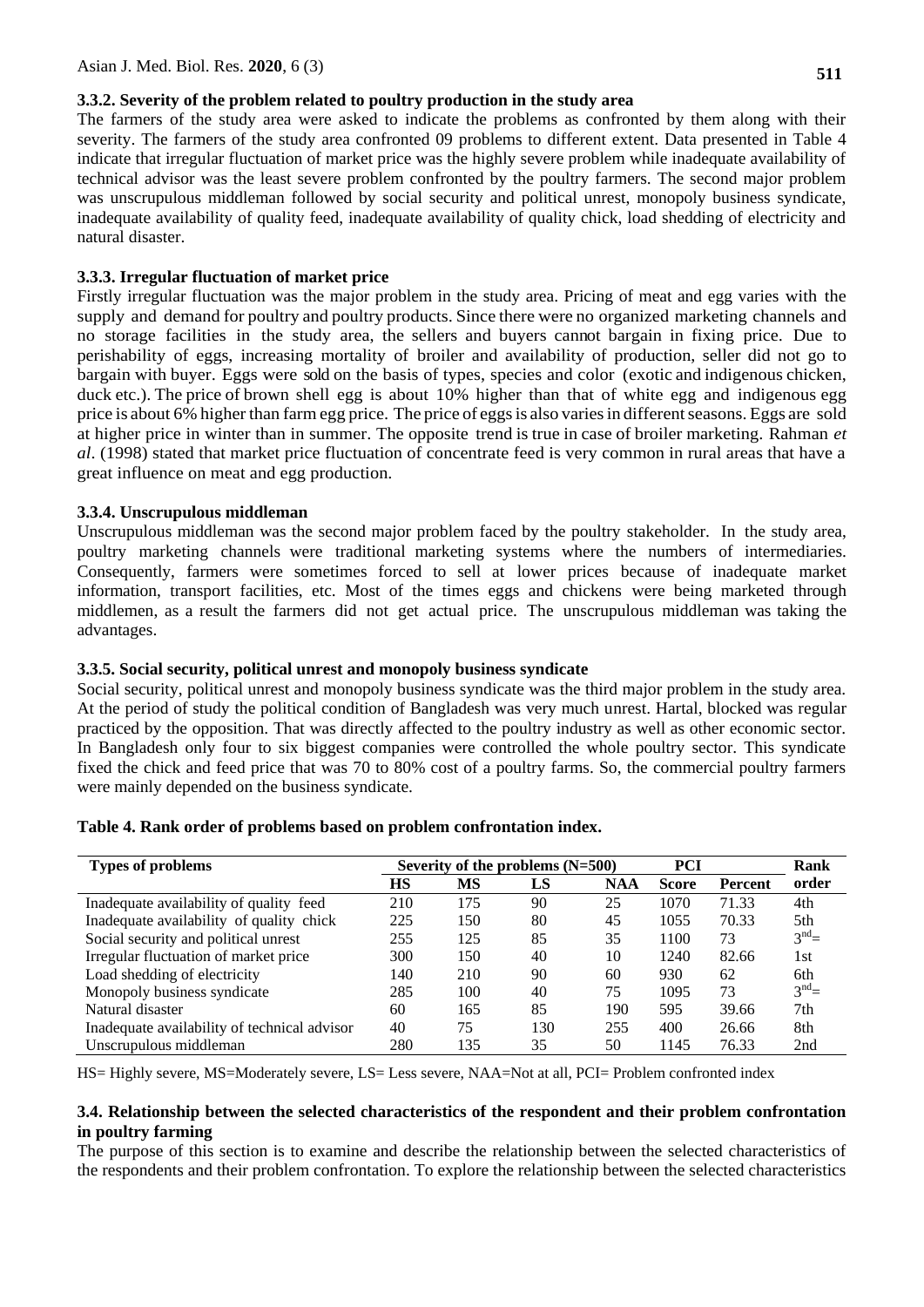### 3.3.2. Severity of the problem related to poultry production in the study area

The farmers of the study area were asked to indicate the problems as confronted by them along with their severity. The farmers of the study area confronted 09 problems to different extent. Data presented in Table 4 indicate that irregular fluctuation of market price was the highly severe problem while inadequate availability of technical advisor was the least severe problem confronted by the poultry farmers. The second major problem was unscrupulous middleman followed by social security and political unrest, monopoly business syndicate, inadequate availability of quality feed, inadequate availability of quality chick, load shedding of electricity and natural disaster.

### 3.3.3. Irregular fluctuation of market price

Firstly irregular fluctuation was the major problem in the study area. Pricing of meat and egg varies with the supply and demand for poultry and poultry products. Since there were no organized marketing channels and no storage facilities in the study area, the sellers and buyers cannot bargain in fixing price. Due to perishability of eggs, increasing mortality of broiler and availability of production, seller did not go to bargain with buyer. Eggs were sold on the basis of types, species and color (exotic and indigenous chicken, duck etc.). The price of brown shell egg is about 10% higher than that of white egg and indigenous egg price is about 6% higher than farm egg price. The price of eggs is also varies in different seasons. Eggs are sold at higher price in winter than in summer. The opposite trend is true in case of broiler marketing. Rahman *et al*. (1998) stated that market price fluctuation of concentrate feed is very common in rural areas that have a great influence on meat and egg production.

### 3.3.4. Unscrupulous middleman

Unscrupulous middleman was the second major problem faced by the poultry stakeholder. In the study area, poultry marketing channels were traditional marketing systems where the numbers of intermediaries. Consequently, farmers were sometimes forced to sell at lower prices because of inadequate market information, transport facilities, etc. Most of the times eggs and chickens were being marketed through middlemen, as a result the farmers did not get actual price. The unscrupulous middleman was taking the advantages.

### 3.3.5. Social security, political unrest and monopoly business syndicate

Social security, political unrest and monopoly business syndicate was the third major problem in the study area. At the period of study the political condition of Bangladesh was very much unrest. Hartal, blocked was regular practiced by the opposition. That was directly affected to the poultry industry as well as other economic sector. In Bangladesh only four to six biggest companies were controlled the whole poultry sector. This syndicate fixed the chick and feed price that was 70 to 80% cost of a poultry farms. So, the commercial poultry farmers were mainly depended on the business syndicate.

**Table 4. Rank order of problems based on problem confrontation index.**

| Types of problems | Severity of the problems (N=500) | | | | PCI | | Rank order |
|---|---|---|---|---|---|---|---|
| | HS | MS | LS | NAA | Score | Percent | |
| Inadequate availability of quality feed | 210 | 175 | 90 | 25 | 1070 | 71.33 | 4th |
| Inadequate availability of quality chick | 225 | 150 | 80 | 45 | 1055 | 70.33 | 5th |
| Social security and political unrest | 255 | 125 | 85 | 35 | 1100 | 73 | 3rd= |
| Irregular fluctuation of market price | 300 | 150 | 40 | 10 | 1240 | 82.66 | 1st |
| Load shedding of electricity | 140 | 210 | 90 | 60 | 930 | 62 | 6th |
| Monopoly business syndicate | 285 | 100 | 40 | 75 | 1095 | 73 | 3rd= |
| Natural disaster | 60 | 165 | 85 | 190 | 595 | 39.66 | 7th |
| Inadequate availability of technical advisor | 40 | 75 | 130 | 255 | 400 | 26.66 | 8th |
| Unscrupulous middleman | 280 | 135 | 35 | 50 | 1145 | 76.33 | 2nd |

HS= Highly severe, MS=Moderately severe, LS= Less severe, NAA=Not at all, PCI= Problem confronted index

### 3.4. Relationship between the selected characteristics of the respondent and their problem confrontation in poultry farming

The purpose of this section is to examine and describe the relationship between the selected characteristics of the respondents and their problem confrontation. To explore the relationship between the selected characteristics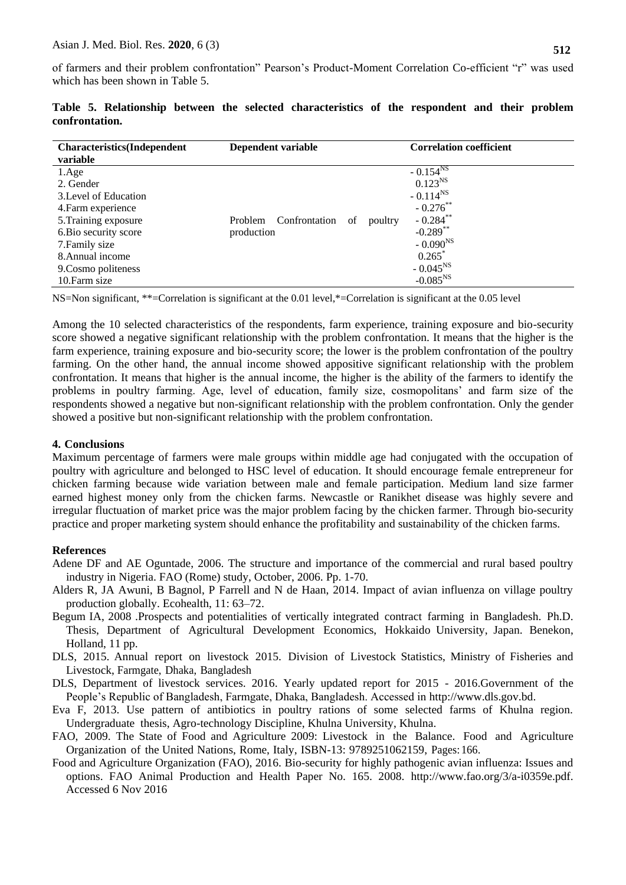of farmers and their problem confrontation" Pearson's Product-Moment Correlation Co-efficient "r" was used which has been shown in Table 5.

**Table 5. Relationship between the selected characteristics of the respondent and their problem confrontation.**

| Characteristics(Independent variable | Dependent variable | Correlation coefficient |
|---|---|---|
| 1.Age | | $-0.154^{NS}$ |
| 2. Gender | | $0.123^{NS}$ |
| 3.Level of Education | | $-0.114^{NS}$ |
| 4.Farm experience | | $-0.276^{**}$ |
| 5.Training exposure | Problem Confrontation of poultry production | $-0.284^{**}$ |
| 6.Bio security score | | $-0.289^{**}$ |
| 7.Family size | | $-0.090^{NS}$ |
| 8.Annual income | | $0.265^{*}$ |
| 9.Cosmo politeness | | $-0.045^{NS}$ |
| 10.Farm size | | $-0.085^{NS}$ |

NS=Non significant, **=Correlation is significant at the 0.01 level,*=Correlation is significant at the 0.05 level

Among the 10 selected characteristics of the respondents, farm experience, training exposure and bio-security score showed a negative significant relationship with the problem confrontation. It means that the higher is the farm experience, training exposure and bio-security score; the lower is the problem confrontation of the poultry farming. On the other hand, the annual income showed appositive significant relationship with the problem confrontation. It means that higher is the annual income, the higher is the ability of the farmers to identify the problems in poultry farming. Age, level of education, family size, cosmopolitans' and farm size of the respondents showed a negative but non-significant relationship with the problem confrontation. Only the gender showed a positive but non-significant relationship with the problem confrontation.

## 4. Conclusions

Maximum percentage of farmers were male groups within middle age had conjugated with the occupation of poultry with agriculture and belonged to HSC level of education. It should encourage female entrepreneur for chicken farming because wide variation between male and female participation. Medium land size farmer earned highest money only from the chicken farms. Newcastle or Ranikhet disease was highly severe and irregular fluctuation of market price was the major problem facing by the chicken farmer. Through bio-security practice and proper marketing system should enhance the profitability and sustainability of the chicken farms.

## References

Adene DF and AE Oguntade, 2006. The structure and importance of the commercial and rural based poultry industry in Nigeria. FAO (Rome) study, October, 2006. Pp. 1-70.

Alders R, JA Awuni, B Bagnol, P Farrell and N de Haan, 2014. Impact of avian influenza on village poultry production globally. Ecohealth, 11: 63–72.

Begum IA, 2008 .Prospects and potentialities of vertically integrated contract farming in Bangladesh. Ph.D. Thesis, Department of Agricultural Development Economics, Hokkaido University, Japan. Benekon, Holland, 11 pp.

DLS, 2015. Annual report on livestock 2015. Division of Livestock Statistics, Ministry of Fisheries and Livestock, Farmgate, Dhaka, Bangladesh

DLS, Department of livestock services. 2016. Yearly updated report for 2015 - 2016.Government of the People's Republic of Bangladesh, Farmgate, Dhaka, Bangladesh. Accessed in http://www.dls.gov.bd.

Eva F, 2013. Use pattern of antibiotics in poultry rations of some selected farms of Khulna region. Undergraduate thesis, Agro-technology Discipline, Khulna University, Khulna.

FAO, 2009. The State of Food and Agriculture 2009: Livestock in the Balance. Food and Agriculture Organization of the United Nations, Rome, Italy, ISBN-13: 9789251062159, Pages: 166.

Food and Agriculture Organization (FAO), 2016. Bio-security for highly pathogenic avian influenza: Issues and options. FAO Animal Production and Health Paper No. 165. 2008. http://www.fao.org/3/a-i0359e.pdf. Accessed 6 Nov 2016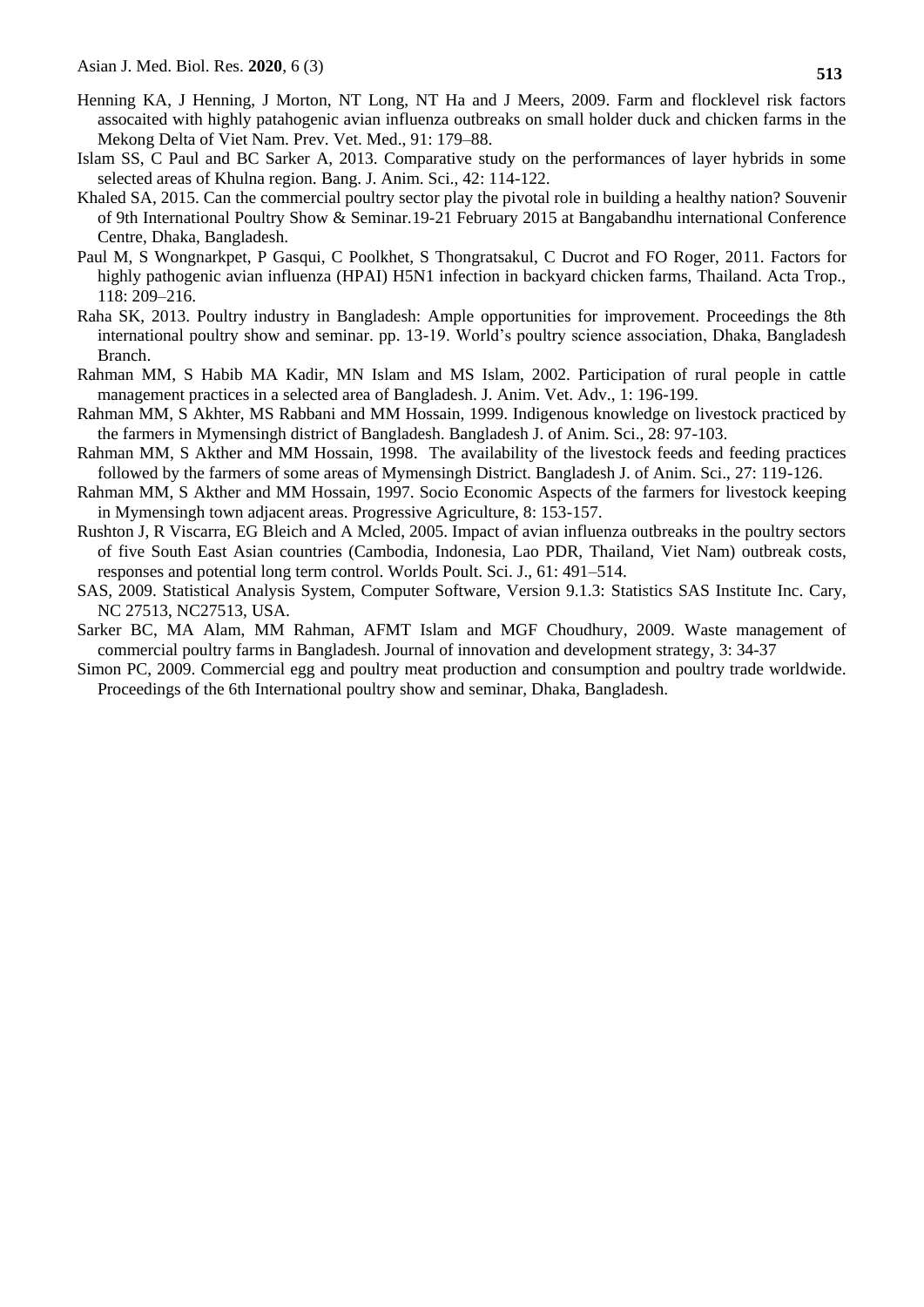Henning KA, J Henning, J Morton, NT Long, NT Ha and J Meers, 2009. Farm and flocklevel risk factors assocaited with highly patahogenic avian influenza outbreaks on small holder duck and chicken farms in the Mekong Delta of Viet Nam. Prev. Vet. Med., 91: 179–88.

Islam SS, C Paul and BC Sarker A, 2013. Comparative study on the performances of layer hybrids in some selected areas of Khulna region. Bang. J. Anim. Sci., 42: 114-122.

Khaled SA, 2015. Can the commercial poultry sector play the pivotal role in building a healthy nation? Souvenir of 9th International Poultry Show & Seminar.19-21 February 2015 at Bangabandhu international Conference Centre, Dhaka, Bangladesh.

Paul M, S Wongnarkpet, P Gasqui, C Poolkhet, S Thongratsakul, C Ducrot and FO Roger, 2011. Factors for highly pathogenic avian influenza (HPAI) H5N1 infection in backyard chicken farms, Thailand. Acta Trop., 118: 209–216.

Raha SK, 2013. Poultry industry in Bangladesh: Ample opportunities for improvement. Proceedings the 8th international poultry show and seminar. pp. 13-19. World's poultry science association, Dhaka, Bangladesh Branch.

Rahman MM, S Habib MA Kadir, MN Islam and MS Islam, 2002. Participation of rural people in cattle management practices in a selected area of Bangladesh. J. Anim. Vet. Adv., 1: 196-199.

Rahman MM, S Akhter, MS Rabbani and MM Hossain, 1999. Indigenous knowledge on livestock practiced by the farmers in Mymensingh district of Bangladesh. Bangladesh J. of Anim. Sci., 28: 97-103.

Rahman MM, S Akther and MM Hossain, 1998. The availability of the livestock feeds and feeding practices followed by the farmers of some areas of Mymensingh District. Bangladesh J. of Anim. Sci., 27: 119-126.

Rahman MM, S Akther and MM Hossain, 1997. Socio Economic Aspects of the farmers for livestock keeping in Mymensingh town adjacent areas. Progressive Agriculture, 8: 153-157.

Rushton J, R Viscarra, EG Bleich and A Mcled, 2005. Impact of avian influenza outbreaks in the poultry sectors of five South East Asian countries (Cambodia, Indonesia, Lao PDR, Thailand, Viet Nam) outbreak costs, responses and potential long term control. Worlds Poult. Sci. J., 61: 491–514.

SAS, 2009. Statistical Analysis System, Computer Software, Version 9.1.3: Statistics SAS Institute Inc. Cary, NC 27513, NC27513, USA.

Sarker BC, MA Alam, MM Rahman, AFMT Islam and MGF Choudhury, 2009. Waste management of commercial poultry farms in Bangladesh. Journal of innovation and development strategy, 3: 34-37

Simon PC, 2009. Commercial egg and poultry meat production and consumption and poultry trade worldwide. Proceedings of the 6th International poultry show and seminar, Dhaka, Bangladesh.